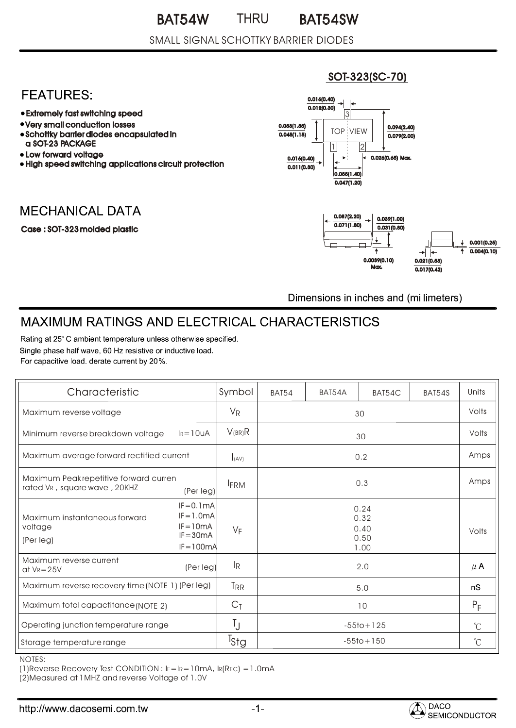# BAT54W THRU BAT54SW

SMALL SIGNAL SCHOTTKY BARRIER DIODES

## FEATURES:

- Extremely fast switching speed
- Very small conduction losses
- Schottky barrier diodes encapsulated in a SOT-23 PACKAGE
- Low forward voltage
- High speed switching applications circuit protection

SOT-323(SC-70)

0.016(0.40) / 0.012(0.30)
0.053(1.35) / 0.045(1.15)
0.094(2.40) / 0.079(2.00)
TOP VIEW
0.016(0.40) / 0.011(0.30)
0.026(0.65) Max.
0.055(1.40) / 0.047(1.20)
0.087(2.20) / 0.071(1.80)
0.039(1.00) / 0.031(0.80)
0.0039(0.10) Max.
0.001(0.25) / 0.004(0.10)
0.021(0.53) / 0.017(0.42)

## MECHANICAL DATA

Case : SOT-323 molded plastic

Dimensions in inches and (millimeters)

## MAXIMUM RATINGS AND ELECTRICAL CHARACTERISTICS

Rating at 25° C ambient temperature unless otherwise specified.
Single phase half wave, 60 Hz resistive or inductive load.
For capacitive load. derate current by 20%.

| Characteristic | Symbol | BAT54 | BAT54A | BAT54C | BAT54S | Units |
|---|---|---|---|---|---|---|
| Maximum reverse voltage | $V_R$ | 30 | | | | Volts |
| Minimum reverse breakdown voltage $I_R$=10uA | $V_{(BR)R}$ | 30 | | | | Volts |
| Maximum average forward rectified current | $I_{(AV)}$ | 0.2 | | | | Amps |
| Maximum Peak repetitive forward curren rated $V_R$, square wave, 20KHZ (Per leg) | $I_{FRM}$ | 0.3 | | | | Amps |
| Maximum instantaneous forward voltage (Per leg) IF=0.1mA / IF=1.0mA / IF=10mA / IF=30mA / IF=100mA | $V_F$ | 0.24 / 0.32 / 0.40 / 0.50 / 1.00 | | | | Volts |
| Maximum reverse current at $V_R$=25V (Per leg) | $I_R$ | 2.0 | | | | $\mu$A |
| Maximum reverse recovery time (NOTE 1) (Per leg) | $T_{RR}$ | 5.0 | | | | nS |
| Maximum total capacitance (NOTE 2) | $C_T$ | 10 | | | | $P_F$ |
| Operating junction temperature range | $T_J$ | -55to+125 | | | | ℃ |
| Storage temperature range | $T_{Stg}$ | -55to+150 | | | | ℃ |

NOTES:
(1)Reverse Recovery Test CONDITION : IF=IR=10mA, IR(REC) =1.0mA
(2)Measured at 1MHZ and reverse Voltage of 1.0V

http://www.dacosemi.com.tw

DACO SEMICONDUCTOR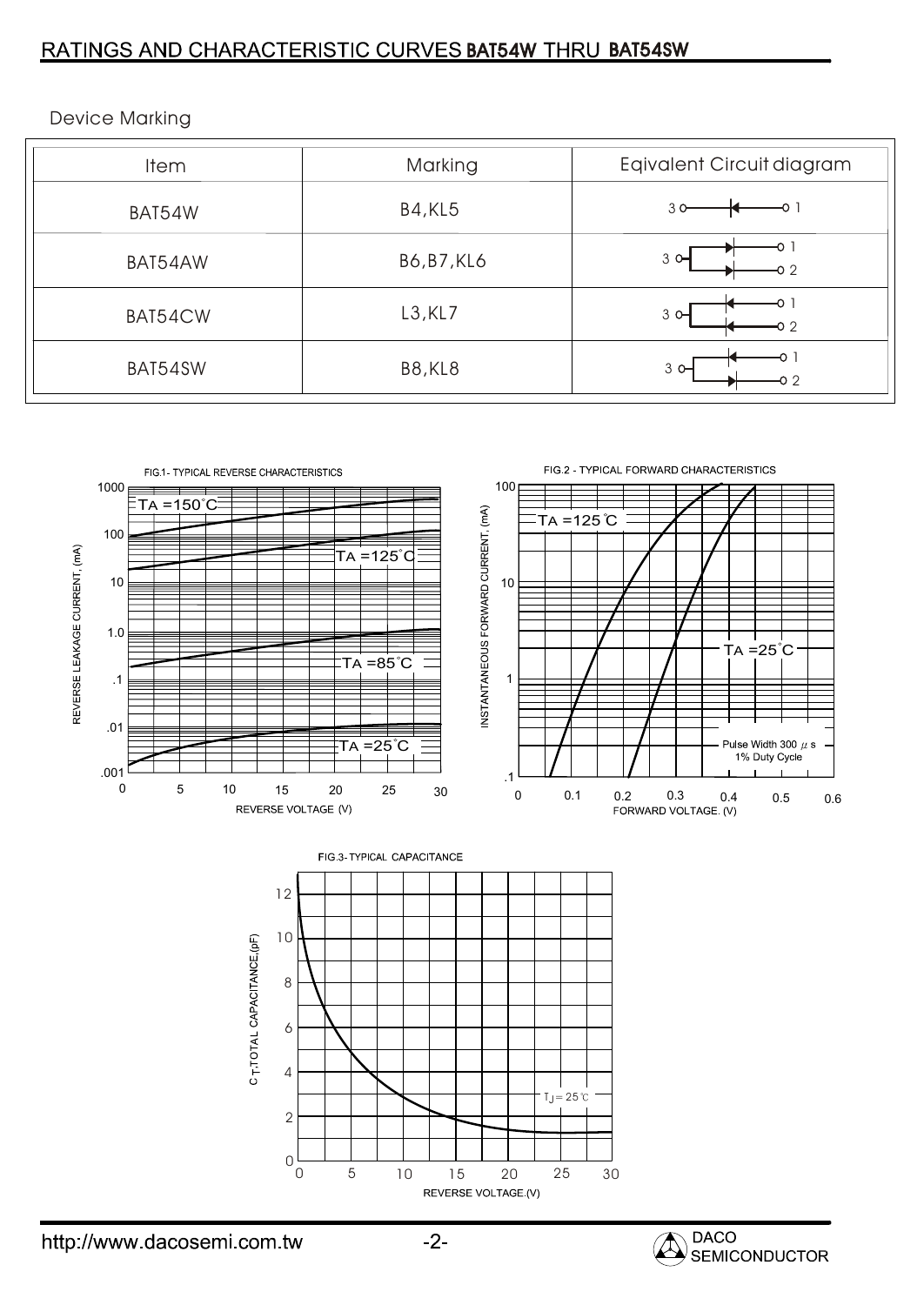## RATINGS AND CHARACTERISTIC CURVES BAT54W THRU BAT54SW

Device Marking

| Item | Marking | Eqivalent Circuit diagram |
|---|---|---|
| BAT54W | B4,KL5 | |
| BAT54AW | B6,B7,KL6 | |
| BAT54CW | L3,KL7 | |
| BAT54SW | B8,KL8 | |

FIG.1- TYPICAL REVERSE CHARACTERISTICS

FIG.2 - TYPICAL FORWARD CHARACTERISTICS

FIG.3- TYPICAL CAPACITANCE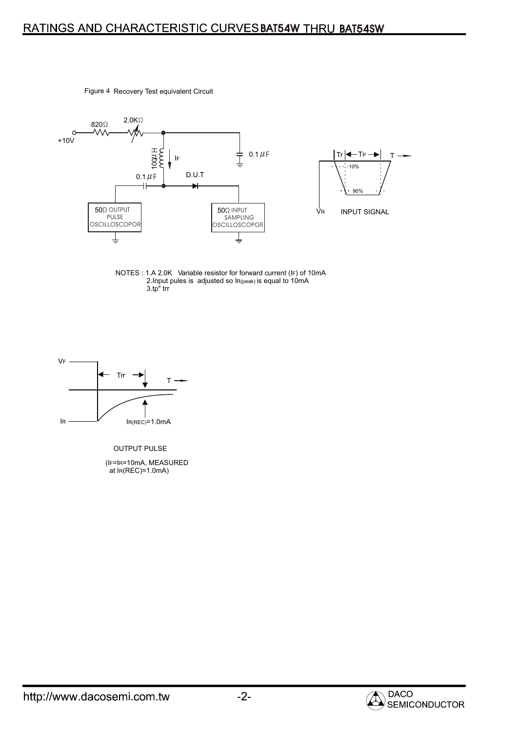# RATINGS AND CHARACTERISTIC CURVES BAT54W THRU BAT54SW

Figure 4 Recovery Test equivalent Circuit

820Ω

2.0KΩ

+10V

100μH

$I_F$

0.1μF

0.1μF

D.U.T

50Ω OUTPUT PULSE OSCILLOSCOPOR

50Ω INPUT SAMPLING OSCILLOSCOPOR

Tr

TP

T

10%

90%

$V_R$

INPUT SIGNAL

NOTES : 1.A 2.0K Variable resistor for forward current ($I_F$) of 10mA
2.Input pules is adjusted so $I_{R(peak)}$ is equal to 10mA
3.tp" trr

$V_F$

Trr

T

$I_R$

$I_{R(REC)}$=1.0mA

OUTPUT PULSE

($I_F$=$I_R$=10mA, MEASURED at $I_R$(REC)=1.0mA)